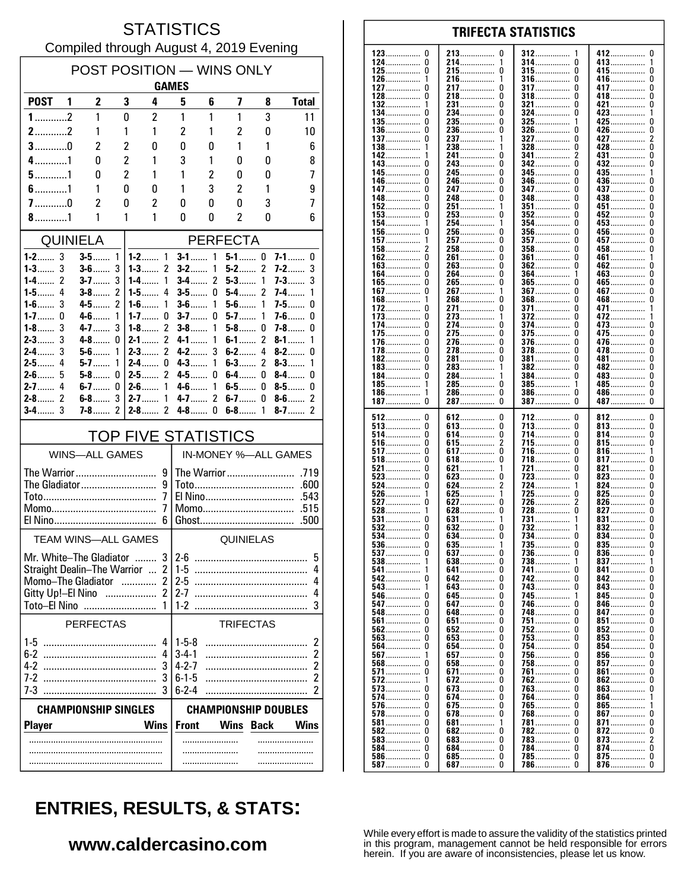# STATISTICS

Compiled through August 4, 2019 Evening

## POST POSITION — WINS ONLY

| POST | GAMES 1 | 2 | 3 | 4 | 5 | 6 | 7 | 8 | Total |
|---|---|---|---|---|---|---|---|---|---|
| 1 | 2 | 1 | 0 | 2 | 1 | 1 | 1 | 3 | 11 |
| 2 | 2 | 1 | 1 | 1 | 2 | 1 | 2 | 0 | 10 |
| 3 | 0 | 2 | 2 | 0 | 0 | 0 | 1 | 1 | 6 |
| 4 | 1 | 0 | 2 | 1 | 3 | 1 | 0 | 0 | 8 |
| 5 | 1 | 0 | 2 | 1 | 1 | 2 | 0 | 0 | 7 |
| 6 | 1 | 1 | 0 | 0 | 1 | 3 | 2 | 1 | 9 |
| 7 | 0 | 2 | 0 | 2 | 0 | 0 | 0 | 3 | 7 |
| 8 | 1 | 1 | 1 | 1 | 0 | 0 | 2 | 0 | 6 |

## QUINIELA

| | | | |
|---|---|---|---|
| 1-2 | 3 | 3-5 | 1 |
| 1-3 | 3 | 3-6 | 3 |
| 1-4 | 2 | 3-7 | 3 |
| 1-5 | 4 | 3-8 | 2 |
| 1-6 | 3 | 4-5 | 2 |
| 1-7 | 0 | 4-6 | 1 |
| 1-8 | 3 | 4-7 | 3 |
| 2-3 | 3 | 4-8 | 0 |
| 2-4 | 3 | 5-6 | 1 |
| 2-5 | 4 | 5-7 | 1 |
| 2-6 | 5 | 5-8 | 0 |
| 2-7 | 4 | 6-7 | 0 |
| 2-8 | 2 | 6-8 | 3 |
| 3-4 | 3 | 7-8 | 2 |

## PERFECTA

| | | | | | | | |
|---|---|---|---|---|---|---|---|
| 1-2 | 1 | 3-1 | 1 | 5-1 | 0 | 7-1 | 0 |
| 1-3 | 2 | 3-2 | 1 | 5-2 | 2 | 7-2 | 3 |
| 1-4 | 1 | 3-4 | 2 | 5-3 | 1 | 7-3 | 3 |
| 1-5 | 4 | 3-5 | 0 | 5-4 | 2 | 7-4 | 1 |
| 1-6 | 1 | 3-6 | 1 | 5-6 | 1 | 7-5 | 0 |
| 1-7 | 0 | 3-7 | 0 | 5-7 | 1 | 7-6 | 0 |
| 1-8 | 2 | 3-8 | 1 | 5-8 | 0 | 7-8 | 0 |
| 2-1 | 2 | 4-1 | 1 | 6-1 | 2 | 8-1 | 1 |
| 2-3 | 2 | 4-2 | 3 | 6-2 | 4 | 8-2 | 0 |
| 2-4 | 0 | 4-3 | 1 | 6-3 | 2 | 8-3 | 1 |
| 2-5 | 2 | 4-5 | 0 | 6-4 | 0 | 8-4 | 0 |
| 2-6 | 1 | 4-6 | 1 | 6-5 | 0 | 8-5 | 0 |
| 2-7 | 1 | 4-7 | 2 | 6-7 | 0 | 8-6 | 2 |
| 2-8 | 2 | 4-8 | 0 | 6-8 | 1 | 8-7 | 2 |

## TOP FIVE STATISTICS

| WINS—ALL GAMES | | IN-MONEY %—ALL GAMES | |
|---|---|---|---|
| The Warrior | 9 | The Warrior | .719 |
| The Gladiator | 9 | Toto | .600 |
| Toto | 7 | El Nino | .543 |
| Momo | 7 | Momo | .515 |
| El Nino | 6 | Ghost | .500 |

| TEAM WINS—ALL GAMES | | QUINIELAS | |
|---|---|---|---|
| Mr. White–The Gladiator | 3 | 2-6 | 5 |
| Straight Dealin–The Warrior | 2 | 1-5 | 4 |
| Momo–The Gladiator | 2 | 2-5 | 4 |
| Gitty Up!–El Nino | 2 | 2-7 | 4 |
| Toto–El Nino | 1 | 1-2 | 3 |

| PERFECTAS | | TRIFECTAS | |
|---|---|---|---|
| 1-5 | 4 | 1-5-8 | 2 |
| 6-2 | 4 | 3-4-1 | 2 |
| 4-2 | 3 | 4-2-7 | 2 |
| 7-2 | 3 | 6-1-5 | 2 |
| 7-3 | 3 | 6-2-4 | 2 |

| CHAMPIONSHIP SINGLES | | CHAMPIONSHIP DOUBLES | | | |
|---|---|---|---|---|---|
| Player | Wins | Front | Wins | Back | Wins |
| | | | | | |
| | | | | | |
| | | | | | |

## TRIFECTA STATISTICS

| | | | | | | | |
|---|---|---|---|---|---|---|---|
| 123 | 0 | 213 | 0 | 312 | 1 | 412 | 0 |
| 124 | 0 | 214 | 1 | 314 | 0 | 413 | 1 |
| 125 | 0 | 215 | 0 | 315 | 0 | 415 | 0 |
| 126 | 1 | 216 | 1 | 316 | 0 | 416 | 0 |
| 127 | 0 | 217 | 0 | 317 | 0 | 417 | 0 |
| 128 | 0 | 218 | 0 | 318 | 0 | 418 | 0 |
| 132 | 1 | 231 | 0 | 321 | 0 | 421 | 0 |
| 134 | 0 | 234 | 0 | 324 | 0 | 423 | 1 |
| 135 | 0 | 235 | 0 | 325 | 1 | 425 | 0 |
| 136 | 0 | 236 | 0 | 326 | 0 | 426 | 0 |
| 137 | 0 | 237 | 1 | 327 | 0 | 427 | 2 |
| 138 | 1 | 238 | 1 | 328 | 0 | 428 | 0 |
| 142 | 1 | 241 | 0 | 341 | 2 | 431 | 0 |
| 143 | 0 | 243 | 0 | 342 | 0 | 432 | 0 |
| 145 | 0 | 245 | 0 | 345 | 0 | 435 | 1 |
| 146 | 0 | 246 | 0 | 346 | 0 | 436 | 0 |
| 147 | 0 | 247 | 0 | 347 | 0 | 437 | 0 |
| 148 | 0 | 248 | 0 | 348 | 0 | 438 | 0 |
| 152 | 0 | 251 | 1 | 351 | 0 | 451 | 0 |
| 153 | 0 | 253 | 0 | 352 | 0 | 452 | 0 |
| 154 | 1 | 254 | 1 | 354 | 0 | 453 | 0 |
| 156 | 0 | 256 | 0 | 356 | 0 | 456 | 0 |
| 157 | 1 | 257 | 0 | 357 | 0 | 457 | 0 |
| 158 | 2 | 258 | 0 | 358 | 0 | 458 | 0 |
| 162 | 0 | 261 | 0 | 361 | 0 | 461 | 1 |
| 163 | 0 | 263 | 0 | 362 | 0 | 462 | 0 |
| 164 | 0 | 264 | 0 | 364 | 1 | 463 | 0 |
| 165 | 0 | 265 | 0 | 365 | 0 | 465 | 0 |
| 167 | 0 | 267 | 1 | 367 | 0 | 467 | 0 |
| 168 | 1 | 268 | 0 | 368 | 0 | 468 | 0 |
| 172 | 0 | 271 | 0 | 371 | 0 | 471 | 1 |
| 173 | 0 | 273 | 1 | 372 | 0 | 472 | 1 |
| 174 | 0 | 274 | 0 | 374 | 0 | 473 | 0 |
| 175 | 0 | 275 | 0 | 375 | 0 | 475 | 0 |
| 176 | 0 | 276 | 0 | 376 | 0 | 476 | 0 |
| 178 | 0 | 278 | 0 | 378 | 0 | 478 | 0 |
| 182 | 0 | 281 | 0 | 381 | 0 | 481 | 0 |
| 183 | 0 | 283 | 1 | 382 | 0 | 482 | 0 |
| 184 | 0 | 284 | 1 | 384 | 0 | 483 | 0 |
| 185 | 1 | 285 | 0 | 385 | 1 | 485 | 0 |
| 186 | 1 | 286 | 0 | 386 | 0 | 486 | 0 |
| 187 | 0 | 287 | 0 | 387 | 0 | 487 | 0 |

| | | | | | | | |
|---|---|---|---|---|---|---|---|
| 512 | 0 | 612 | 0 | 712 | 0 | 812 | 0 |
| 513 | 0 | 613 | 0 | 713 | 0 | 813 | 0 |
| 514 | 0 | 614 | 0 | 714 | 0 | 814 | 0 |
| 516 | 0 | 615 | 2 | 715 | 0 | 815 | 0 |
| 517 | 0 | 617 | 0 | 716 | 0 | 816 | 1 |
| 518 | 0 | 618 | 0 | 718 | 0 | 817 | 0 |
| 521 | 0 | 621 | 1 | 721 | 0 | 821 | 0 |
| 523 | 0 | 623 | 0 | 723 | 0 | 823 | 0 |
| 524 | 0 | 624 | 2 | 724 | 1 | 824 | 0 |
| 526 | 1 | 625 | 1 | 725 | 0 | 825 | 0 |
| 527 | 0 | 627 | 0 | 726 | 2 | 826 | 0 |
| 528 | 1 | 628 | 0 | 728 | 0 | 827 | 0 |
| 531 | 0 | 631 | 1 | 731 | 1 | 831 | 0 |
| 532 | 0 | 632 | 0 | 732 | 1 | 832 | 0 |
| 534 | 0 | 634 | 0 | 734 | 0 | 834 | 0 |
| 536 | 0 | 635 | 1 | 735 | 0 | 835 | 0 |
| 537 | 0 | 637 | 0 | 736 | 0 | 836 | 0 |
| 538 | 1 | 638 | 0 | 738 | 1 | 837 | 1 |
| 541 | 1 | 641 | 0 | 741 | 0 | 841 | 0 |
| 542 | 0 | 642 | 0 | 742 | 0 | 842 | 0 |
| 543 | 1 | 643 | 0 | 743 | 0 | 843 | 0 |
| 546 | 0 | 645 | 0 | 745 | 1 | 845 | 0 |
| 547 | 0 | 647 | 0 | 746 | 0 | 846 | 0 |
| 548 | 0 | 648 | 0 | 748 | 0 | 847 | 0 |
| 561 | 0 | 651 | 0 | 751 | 0 | 851 | 0 |
| 562 | 0 | 652 | 0 | 752 | 0 | 852 | 0 |
| 563 | 0 | 653 | 0 | 753 | 0 | 853 | 0 |
| 564 | 0 | 654 | 0 | 754 | 0 | 854 | 0 |
| 567 | 1 | 657 | 0 | 756 | 0 | 856 | 0 |
| 568 | 0 | 658 | 0 | 758 | 0 | 857 | 0 |
| 571 | 0 | 671 | 0 | 761 | 0 | 861 | 0 |
| 572 | 1 | 672 | 0 | 762 | 0 | 862 | 0 |
| 573 | 0 | 673 | 0 | 763 | 0 | 863 | 0 |
| 574 | 0 | 674 | 0 | 764 | 0 | 864 | 1 |
| 576 | 0 | 675 | 0 | 765 | 0 | 865 | 1 |
| 578 | 0 | 678 | 0 | 768 | 0 | 867 | 0 |
| 581 | 0 | 681 | 1 | 781 | 0 | 871 | 0 |
| 582 | 0 | 682 | 0 | 782 | 0 | 872 | 0 |
| 583 | 0 | 683 | 0 | 783 | 0 | 873 | 2 |
| 584 | 0 | 684 | 0 | 784 | 0 | 874 | 0 |
| 586 | 0 | 685 | 0 | 785 | 0 | 875 | 0 |
| 587 | 0 | 687 | 0 | 786 | 0 | 876 | 0 |

## ENTRIES, RESULTS, & STATS:

**www.caldercasino.com**

While every effort is made to assure the validity of the statistics printed in this program, management cannot be held responsible for errors herein. If you are aware of inconsistencies, please let us know.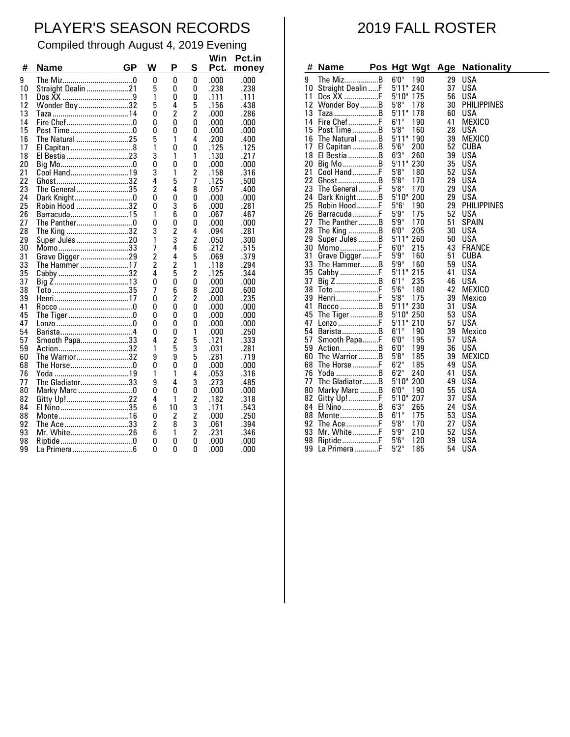# PLAYER'S SEASON RECORDS

Compiled through August 4, 2019 Evening

| # | Name | GP | W | P | S | Win Pct. | Pct.in money |
|---|---|---|---|---|---|---|---|
| 9 | The Miz | 0 | 0 | 0 | 0 | .000 | .000 |
| 10 | Straight Dealin | 21 | 5 | 0 | 0 | .238 | .238 |
| 11 | Dos XX | 9 | 1 | 0 | 0 | .111 | .111 |
| 12 | Wonder Boy | 32 | 5 | 4 | 5 | .156 | .438 |
| 13 | Taza | 14 | 0 | 2 | 2 | .000 | .286 |
| 14 | Fire Chef | 0 | 0 | 0 | 0 | .000 | .000 |
| 15 | Post Time | 0 | 0 | 0 | 0 | .000 | .000 |
| 16 | The Natural | 25 | 5 | 1 | 4 | .200 | .400 |
| 17 | El Capitan | 8 | 1 | 0 | 0 | .125 | .125 |
| 18 | El Bestia | 23 | 3 | 1 | 1 | .130 | .217 |
| 20 | Big Mo | 0 | 0 | 0 | 0 | .000 | .000 |
| 21 | Cool Hand | 19 | 3 | 1 | 2 | .158 | .316 |
| 22 | Ghost | 32 | 4 | 5 | 7 | .125 | .500 |
| 23 | The General | 35 | 2 | 4 | 8 | .057 | .400 |
| 24 | Dark Knight | 0 | 0 | 0 | 0 | .000 | .000 |
| 25 | Robin Hood | 32 | 0 | 3 | 6 | .000 | .281 |
| 26 | Barracuda | 15 | 1 | 6 | 0 | .067 | .467 |
| 27 | The Panther | 0 | 0 | 0 | 0 | .000 | .000 |
| 28 | The King | 32 | 3 | 2 | 4 | .094 | .281 |
| 29 | Super Jules | 20 | 1 | 3 | 2 | .050 | .300 |
| 30 | Momo | 33 | 7 | 4 | 6 | .212 | .515 |
| 31 | Grave Digger | 29 | 2 | 4 | 5 | .069 | .379 |
| 33 | The Hammer | 17 | 2 | 2 | 1 | .118 | .294 |
| 35 | Cabby | 32 | 4 | 5 | 2 | .125 | .344 |
| 37 | Big Z | 13 | 0 | 0 | 0 | .000 | .000 |
| 38 | Toto | 35 | 7 | 6 | 8 | .200 | .600 |
| 39 | Henri | 17 | 0 | 2 | 2 | .000 | .235 |
| 41 | Rocco | 0 | 0 | 0 | 0 | .000 | .000 |
| 45 | The Tiger | 0 | 0 | 0 | 0 | .000 | .000 |
| 47 | Lonzo | 0 | 0 | 0 | 0 | .000 | .000 |
| 54 | Barista | 4 | 0 | 0 | 1 | .000 | .250 |
| 57 | Smooth Papa | 33 | 4 | 2 | 5 | .121 | .333 |
| 59 | Action | 32 | 1 | 5 | 3 | .031 | .281 |
| 60 | The Warrior | 32 | 9 | 9 | 5 | .281 | .719 |
| 68 | The Horse | 0 | 0 | 0 | 0 | .000 | .000 |
| 76 | Yoda | 19 | 1 | 1 | 4 | .053 | .316 |
| 77 | The Gladiator | 33 | 9 | 4 | 3 | .273 | .485 |
| 80 | Marky Marc | 0 | 0 | 0 | 0 | .000 | .000 |
| 82 | Gitty Up! | 22 | 4 | 1 | 2 | .182 | .318 |
| 84 | El Nino | 35 | 6 | 10 | 3 | .171 | .543 |
| 88 | Monte | 16 | 0 | 2 | 2 | .000 | .250 |
| 92 | The Ace | 33 | 2 | 8 | 3 | .061 | .394 |
| 93 | Mr. White | 26 | 6 | 1 | 2 | .231 | .346 |
| 98 | Riptide | 0 | 0 | 0 | 0 | .000 | .000 |
| 99 | La Primera | 6 | 0 | 0 | 0 | .000 | .000 |

# 2019 FALL ROSTER

| # | Name | Pos | Hgt | Wgt | Age | Nationality |
|---|---|---|---|---|---|---|
| 9 | The Miz | B | 6'0" | 190 | 29 | USA |
| 10 | Straight Dealin | F | 5'11" | 240 | 37 | USA |
| 11 | Dos XX | F | 5'10" | 175 | 56 | USA |
| 12 | Wonder Boy | B | 5'8" | 178 | 30 | PHILIPPINES |
| 13 | Taza | B | 5'11" | 178 | 60 | USA |
| 14 | Fire Chef | F | 6'1" | 190 | 41 | MEXICO |
| 15 | Post Time | B | 5'8" | 160 | 28 | USA |
| 16 | The Natural | B | 5'11" | 190 | 39 | MEXICO |
| 17 | El Capitan | B | 5'6" | 200 | 52 | CUBA |
| 18 | El Bestia | B | 6'3" | 260 | 39 | USA |
| 20 | Big Mo | B | 5'11" | 230 | 35 | USA |
| 21 | Cool Hand | F | 5'8" | 180 | 52 | USA |
| 22 | Ghost | B | 5'8" | 170 | 29 | USA |
| 23 | The General | F | 5'8" | 170 | 29 | USA |
| 24 | Dark Knight | B | 5'10" | 200 | 29 | USA |
| 25 | Robin Hood | F | 5"6' | 190 | 29 | PHILIPPINES |
| 26 | Barracuda | F | 5'9" | 175 | 52 | USA |
| 27 | The Panther | B | 5'9" | 170 | 51 | SPAIN |
| 28 | The King | B | 6'0" | 205 | 30 | USA |
| 29 | Super Jules | B | 5'11" | 260 | 50 | USA |
| 30 | Momo | F | 6'0" | 215 | 43 | FRANCE |
| 31 | Grave Digger | F | 5'9" | 160 | 51 | CUBA |
| 33 | The Hammer | B | 5'9" | 160 | 59 | USA |
| 35 | Cabby | F | 5'11" | 215 | 41 | USA |
| 37 | Big Z | B | 6'1" | 235 | 46 | USA |
| 38 | Toto | F | 5'6" | 180 | 42 | MEXICO |
| 39 | Henri | F | 5'8" | 175 | 39 | Mexico |
| 41 | Rocco | B | 5'11" | 230 | 31 | USA |
| 45 | The Tiger | B | 5'10" | 250 | 53 | USA |
| 47 | Lonzo | F | 5'11" | 210 | 57 | USA |
| 54 | Barista | B | 6'1" | 190 | 39 | Mexico |
| 57 | Smooth Papa | F | 6'0" | 195 | 57 | USA |
| 59 | Action | B | 6'0" | 199 | 36 | USA |
| 60 | The Warrior | B | 5'8" | 185 | 39 | MEXICO |
| 68 | The Horse | F | 6'2" | 185 | 49 | USA |
| 76 | Yoda | B | 6'2" | 240 | 41 | USA |
| 77 | The Gladiator | B | 5'10" | 200 | 49 | USA |
| 80 | Marky Marc | B | 6'0" | 190 | 55 | USA |
| 82 | Gitty Up! | F | 5'10" | 207 | 37 | USA |
| 84 | El Nino | B | 6'3" | 265 | 24 | USA |
| 88 | Monte | B | 6'1" | 175 | 53 | USA |
| 92 | The Ace | F | 5'8" | 170 | 27 | USA |
| 93 | Mr. White | F | 5'9" | 210 | 52 | USA |
| 98 | Riptide | F | 5'6" | 120 | 39 | USA |
| 99 | La Primera | F | 5'2" | 185 | 54 | USA |